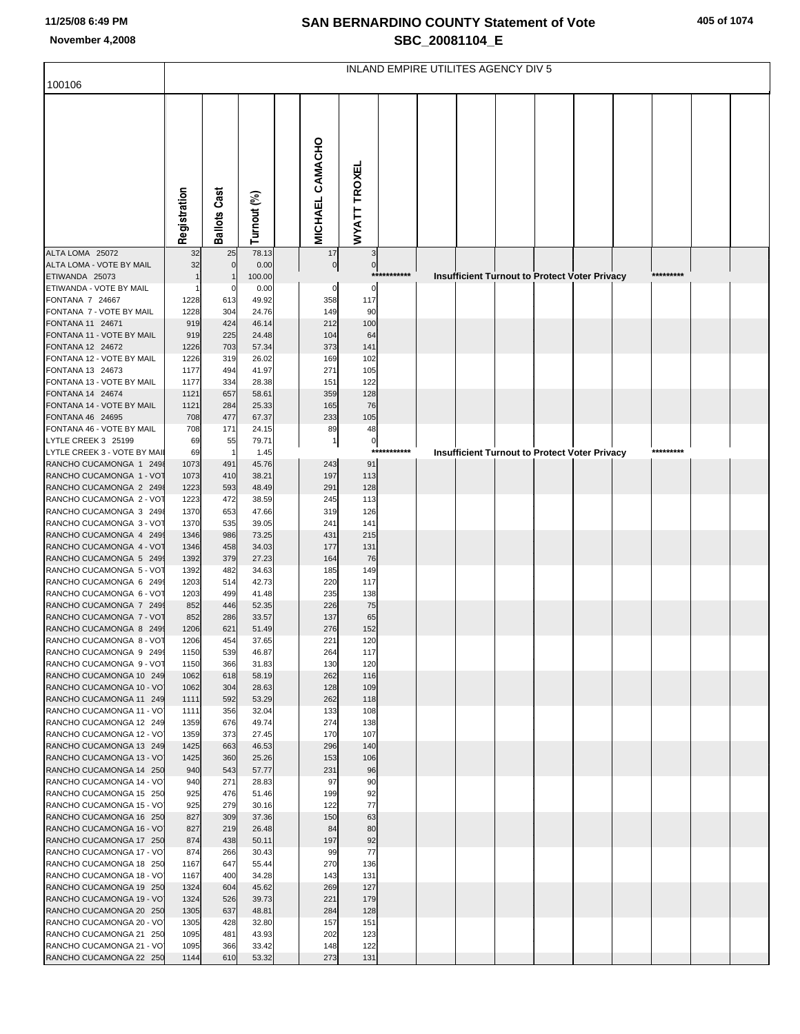# SAN BERNARDINO COUNTY Statement of Vote
## SBC_20081104_E

November 4,2008

| 100106 | INLAND EMPIRE UTILITES AGENCY DIV 5 | | | | |
|---|---|---|---|---|---|
| | Registration | Ballots Cast | Turnout (%) | MICHAEL CAMACHO | WYATT TROXEL |
| ALTA LOMA 25072 | 32 | 25 | 78.13 | 17 | 3 |
| ALTA LOMA - VOTE BY MAIL | 32 | 0 | 0.00 | 0 | 0 |
| ETIWANDA 25073 | 1 | 1 | 100.00 | *********** Insufficient Turnout to Protect Voter Privacy ********* | |
| ETIWANDA - VOTE BY MAIL | 1 | 0 | 0.00 | 0 | 0 |
| FONTANA 7 24667 | 1228 | 613 | 49.92 | 358 | 117 |
| FONTANA 7 - VOTE BY MAIL | 1228 | 304 | 24.76 | 149 | 90 |
| FONTANA 11 24671 | 919 | 424 | 46.14 | 212 | 100 |
| FONTANA 11 - VOTE BY MAIL | 919 | 225 | 24.48 | 104 | 64 |
| FONTANA 12 24672 | 1226 | 703 | 57.34 | 373 | 141 |
| FONTANA 12 - VOTE BY MAIL | 1226 | 319 | 26.02 | 169 | 102 |
| FONTANA 13 24673 | 1177 | 494 | 41.97 | 271 | 105 |
| FONTANA 13 - VOTE BY MAIL | 1177 | 334 | 28.38 | 151 | 122 |
| FONTANA 14 24674 | 1121 | 657 | 58.61 | 359 | 128 |
| FONTANA 14 - VOTE BY MAIL | 1121 | 284 | 25.33 | 165 | 76 |
| FONTANA 46 24695 | 708 | 477 | 67.37 | 233 | 105 |
| FONTANA 46 - VOTE BY MAIL | 708 | 171 | 24.15 | 89 | 48 |
| LYTLE CREEK 3 25199 | 69 | 55 | 79.71 | 1 | 0 |
| LYTLE CREEK 3 - VOTE BY MAIL | 69 | 1 | 1.45 | *********** Insufficient Turnout to Protect Voter Privacy ********* | |
| RANCHO CUCAMONGA 1 2498 | 1073 | 491 | 45.76 | 243 | 91 |
| RANCHO CUCAMONGA 1 - VOT | 1073 | 410 | 38.21 | 197 | 113 |
| RANCHO CUCAMONGA 2 2498 | 1223 | 593 | 48.49 | 291 | 128 |
| RANCHO CUCAMONGA 2 - VOT | 1223 | 472 | 38.59 | 245 | 113 |
| RANCHO CUCAMONGA 3 2498 | 1370 | 653 | 47.66 | 319 | 126 |
| RANCHO CUCAMONGA 3 - VOT | 1370 | 535 | 39.05 | 241 | 141 |
| RANCHO CUCAMONGA 4 2499 | 1346 | 986 | 73.25 | 431 | 215 |
| RANCHO CUCAMONGA 4 - VOT | 1346 | 458 | 34.03 | 177 | 131 |
| RANCHO CUCAMONGA 5 2499 | 1392 | 379 | 27.23 | 164 | 76 |
| RANCHO CUCAMONGA 5 - VOT | 1392 | 482 | 34.63 | 185 | 149 |
| RANCHO CUCAMONGA 6 2499 | 1203 | 514 | 42.73 | 220 | 117 |
| RANCHO CUCAMONGA 6 - VOT | 1203 | 499 | 41.48 | 235 | 138 |
| RANCHO CUCAMONGA 7 2499 | 852 | 446 | 52.35 | 226 | 75 |
| RANCHO CUCAMONGA 7 - VOT | 852 | 286 | 33.57 | 137 | 65 |
| RANCHO CUCAMONGA 8 2499 | 1206 | 621 | 51.49 | 276 | 152 |
| RANCHO CUCAMONGA 8 - VOT | 1206 | 454 | 37.65 | 221 | 120 |
| RANCHO CUCAMONGA 9 2499 | 1150 | 539 | 46.87 | 264 | 117 |
| RANCHO CUCAMONGA 9 - VOT | 1150 | 366 | 31.83 | 130 | 120 |
| RANCHO CUCAMONGA 10 249 | 1062 | 618 | 58.19 | 262 | 116 |
| RANCHO CUCAMONGA 10 - VO | 1062 | 304 | 28.63 | 128 | 109 |
| RANCHO CUCAMONGA 11 249 | 1111 | 592 | 53.29 | 262 | 118 |
| RANCHO CUCAMONGA 11 - VO | 1111 | 356 | 32.04 | 133 | 108 |
| RANCHO CUCAMONGA 12 249 | 1359 | 676 | 49.74 | 274 | 138 |
| RANCHO CUCAMONGA 12 - VO | 1359 | 373 | 27.45 | 170 | 107 |
| RANCHO CUCAMONGA 13 249 | 1425 | 663 | 46.53 | 296 | 140 |
| RANCHO CUCAMONGA 13 - VO | 1425 | 360 | 25.26 | 153 | 106 |
| RANCHO CUCAMONGA 14 250 | 940 | 543 | 57.77 | 231 | 96 |
| RANCHO CUCAMONGA 14 - VO | 940 | 271 | 28.83 | 97 | 90 |
| RANCHO CUCAMONGA 15 250 | 925 | 476 | 51.46 | 199 | 92 |
| RANCHO CUCAMONGA 15 - VO | 925 | 279 | 30.16 | 122 | 77 |
| RANCHO CUCAMONGA 16 250 | 827 | 309 | 37.36 | 150 | 63 |
| RANCHO CUCAMONGA 16 - VO | 827 | 219 | 26.48 | 84 | 80 |
| RANCHO CUCAMONGA 17 250 | 874 | 438 | 50.11 | 197 | 92 |
| RANCHO CUCAMONGA 17 - VO | 874 | 266 | 30.43 | 99 | 77 |
| RANCHO CUCAMONGA 18 250 | 1167 | 647 | 55.44 | 270 | 136 |
| RANCHO CUCAMONGA 18 - VO | 1167 | 400 | 34.28 | 143 | 131 |
| RANCHO CUCAMONGA 19 250 | 1324 | 604 | 45.62 | 269 | 127 |
| RANCHO CUCAMONGA 19 - VO | 1324 | 526 | 39.73 | 221 | 179 |
| RANCHO CUCAMONGA 20 250 | 1305 | 637 | 48.81 | 284 | 128 |
| RANCHO CUCAMONGA 20 - VO | 1305 | 428 | 32.80 | 157 | 151 |
| RANCHO CUCAMONGA 21 250 | 1095 | 481 | 43.93 | 202 | 123 |
| RANCHO CUCAMONGA 21 - VO | 1095 | 366 | 33.42 | 148 | 122 |
| RANCHO CUCAMONGA 22 250 | 1144 | 610 | 53.32 | 273 | 131 |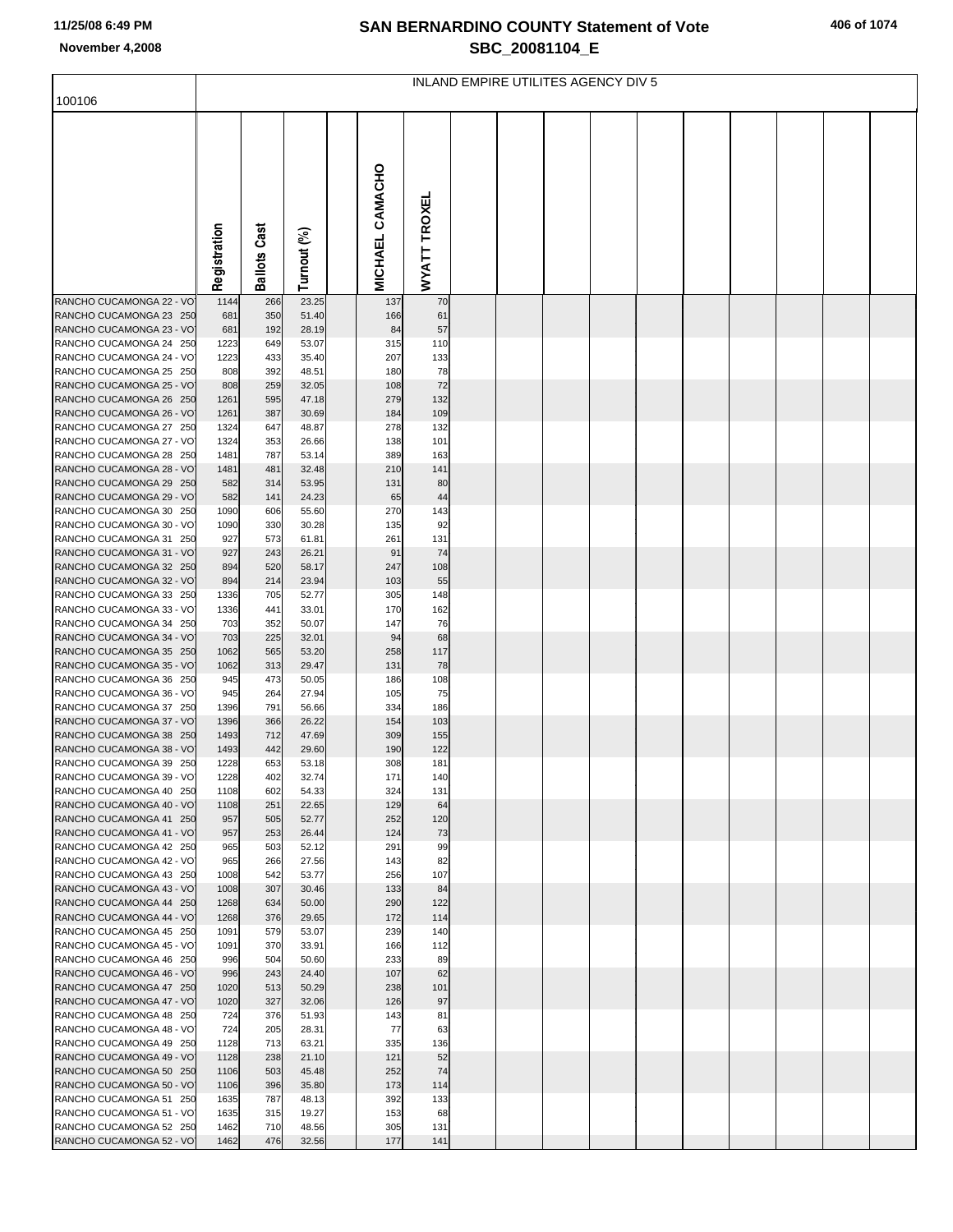## INLAND EMPIRE UTILITIES AGENCY DIV 5

100106

| | Registration | Ballots Cast | Turnout (%) | | MICHAEL CAMACHO | WYATT TROXEL |
|---|---|---|---|---|---|---|
| RANCHO CUCAMONGA 22 - VO | 1144 | 266 | 23.25 | | 137 | 70 |
| RANCHO CUCAMONGA 23 250 | 681 | 350 | 51.40 | | 166 | 61 |
| RANCHO CUCAMONGA 23 - VO | 681 | 192 | 28.19 | | 84 | 57 |
| RANCHO CUCAMONGA 24 250 | 1223 | 649 | 53.07 | | 315 | 110 |
| RANCHO CUCAMONGA 24 - VO | 1223 | 433 | 35.40 | | 207 | 133 |
| RANCHO CUCAMONGA 25 250 | 808 | 392 | 48.51 | | 180 | 78 |
| RANCHO CUCAMONGA 25 - VO | 808 | 259 | 32.05 | | 108 | 72 |
| RANCHO CUCAMONGA 26 250 | 1261 | 595 | 47.18 | | 279 | 132 |
| RANCHO CUCAMONGA 26 - VO | 1261 | 387 | 30.69 | | 184 | 109 |
| RANCHO CUCAMONGA 27 250 | 1324 | 647 | 48.87 | | 278 | 132 |
| RANCHO CUCAMONGA 27 - VO | 1324 | 353 | 26.66 | | 138 | 101 |
| RANCHO CUCAMONGA 28 250 | 1481 | 787 | 53.14 | | 389 | 163 |
| RANCHO CUCAMONGA 28 - VO | 1481 | 481 | 32.48 | | 210 | 141 |
| RANCHO CUCAMONGA 29 250 | 582 | 314 | 53.95 | | 131 | 80 |
| RANCHO CUCAMONGA 29 - VO | 582 | 141 | 24.23 | | 65 | 44 |
| RANCHO CUCAMONGA 30 250 | 1090 | 606 | 55.60 | | 270 | 143 |
| RANCHO CUCAMONGA 30 - VO | 1090 | 330 | 30.28 | | 135 | 92 |
| RANCHO CUCAMONGA 31 250 | 927 | 573 | 61.81 | | 261 | 131 |
| RANCHO CUCAMONGA 31 - VO | 927 | 243 | 26.21 | | 91 | 74 |
| RANCHO CUCAMONGA 32 250 | 894 | 520 | 58.17 | | 247 | 108 |
| RANCHO CUCAMONGA 32 - VO | 894 | 214 | 23.94 | | 103 | 55 |
| RANCHO CUCAMONGA 33 250 | 1336 | 705 | 52.77 | | 305 | 148 |
| RANCHO CUCAMONGA 33 - VO | 1336 | 441 | 33.01 | | 170 | 162 |
| RANCHO CUCAMONGA 34 250 | 703 | 352 | 50.07 | | 147 | 76 |
| RANCHO CUCAMONGA 34 - VO | 703 | 225 | 32.01 | | 94 | 68 |
| RANCHO CUCAMONGA 35 250 | 1062 | 565 | 53.20 | | 258 | 117 |
| RANCHO CUCAMONGA 35 - VO | 1062 | 313 | 29.47 | | 131 | 78 |
| RANCHO CUCAMONGA 36 250 | 945 | 473 | 50.05 | | 186 | 108 |
| RANCHO CUCAMONGA 36 - VO | 945 | 264 | 27.94 | | 105 | 75 |
| RANCHO CUCAMONGA 37 250 | 1396 | 791 | 56.66 | | 334 | 186 |
| RANCHO CUCAMONGA 37 - VO | 1396 | 366 | 26.22 | | 154 | 103 |
| RANCHO CUCAMONGA 38 250 | 1493 | 712 | 47.69 | | 309 | 155 |
| RANCHO CUCAMONGA 38 - VO | 1493 | 442 | 29.60 | | 190 | 122 |
| RANCHO CUCAMONGA 39 250 | 1228 | 653 | 53.18 | | 308 | 181 |
| RANCHO CUCAMONGA 39 - VO | 1228 | 402 | 32.74 | | 171 | 140 |
| RANCHO CUCAMONGA 40 250 | 1108 | 602 | 54.33 | | 324 | 131 |
| RANCHO CUCAMONGA 40 - VO | 1108 | 251 | 22.65 | | 129 | 64 |
| RANCHO CUCAMONGA 41 250 | 957 | 505 | 52.77 | | 252 | 120 |
| RANCHO CUCAMONGA 41 - VO | 957 | 253 | 26.44 | | 124 | 73 |
| RANCHO CUCAMONGA 42 250 | 965 | 503 | 52.12 | | 291 | 99 |
| RANCHO CUCAMONGA 42 - VO | 965 | 266 | 27.56 | | 143 | 82 |
| RANCHO CUCAMONGA 43 250 | 1008 | 542 | 53.77 | | 256 | 107 |
| RANCHO CUCAMONGA 43 - VO | 1008 | 307 | 30.46 | | 133 | 84 |
| RANCHO CUCAMONGA 44 250 | 1268 | 634 | 50.00 | | 290 | 122 |
| RANCHO CUCAMONGA 44 - VO | 1268 | 376 | 29.65 | | 172 | 114 |
| RANCHO CUCAMONGA 45 250 | 1091 | 579 | 53.07 | | 239 | 140 |
| RANCHO CUCAMONGA 45 - VO | 1091 | 370 | 33.91 | | 166 | 112 |
| RANCHO CUCAMONGA 46 250 | 996 | 504 | 50.60 | | 233 | 89 |
| RANCHO CUCAMONGA 46 - VO | 996 | 243 | 24.40 | | 107 | 62 |
| RANCHO CUCAMONGA 47 250 | 1020 | 513 | 50.29 | | 238 | 101 |
| RANCHO CUCAMONGA 47 - VO | 1020 | 327 | 32.06 | | 126 | 97 |
| RANCHO CUCAMONGA 48 250 | 724 | 376 | 51.93 | | 143 | 81 |
| RANCHO CUCAMONGA 48 - VO | 724 | 205 | 28.31 | | 77 | 63 |
| RANCHO CUCAMONGA 49 250 | 1128 | 713 | 63.21 | | 335 | 136 |
| RANCHO CUCAMONGA 49 - VO | 1128 | 238 | 21.10 | | 121 | 52 |
| RANCHO CUCAMONGA 50 250 | 1106 | 503 | 45.48 | | 252 | 74 |
| RANCHO CUCAMONGA 50 - VO | 1106 | 396 | 35.80 | | 173 | 114 |
| RANCHO CUCAMONGA 51 250 | 1635 | 787 | 48.13 | | 392 | 133 |
| RANCHO CUCAMONGA 51 - VO | 1635 | 315 | 19.27 | | 153 | 68 |
| RANCHO CUCAMONGA 52 250 | 1462 | 710 | 48.56 | | 305 | 131 |
| RANCHO CUCAMONGA 52 - VO | 1462 | 476 | 32.56 | | 177 | 141 |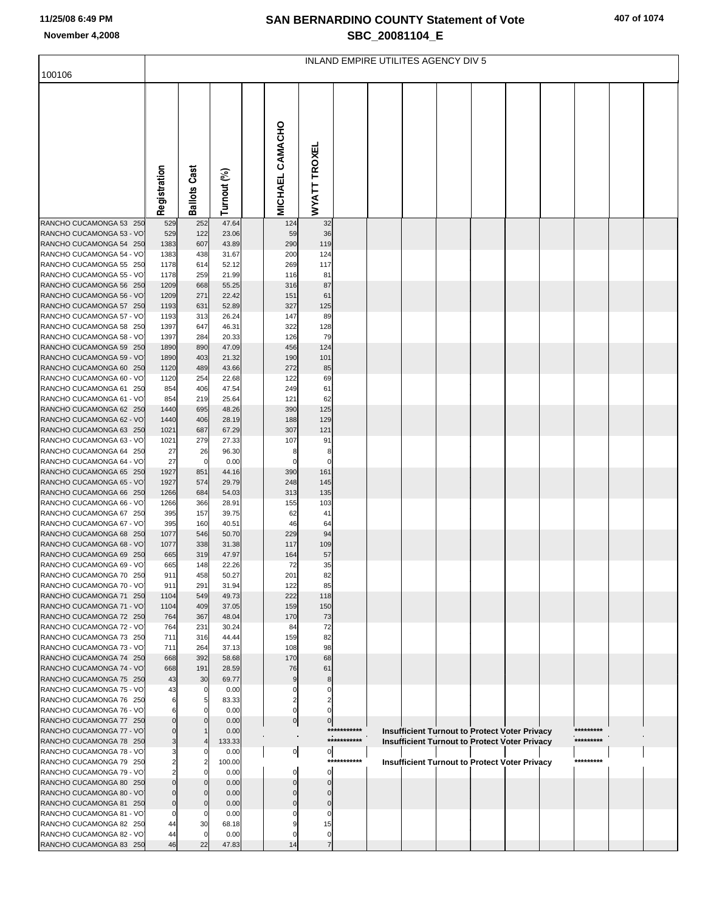# SAN BERNARDINO COUNTY Statement of Vote

## SBC_20081104_E

November 4,2008

INLAND EMPIRE UTILITES AGENCY DIV 5

100106

| | Registration | Ballots Cast | Turnout (%) | | MICHAEL CAMACHO | WYATT TROXEL | | |
|---|---|---|---|---|---|---|---|---|
| RANCHO CUCAMONGA 53 250 | 529 | 252 | 47.64 | | 124 | 32 | | |
| RANCHO CUCAMONGA 53 - VO | 529 | 122 | 23.06 | | 59 | 36 | | |
| RANCHO CUCAMONGA 54 250 | 1383 | 607 | 43.89 | | 290 | 119 | | |
| RANCHO CUCAMONGA 54 - VO | 1383 | 438 | 31.67 | | 200 | 124 | | |
| RANCHO CUCAMONGA 55 250 | 1178 | 614 | 52.12 | | 269 | 117 | | |
| RANCHO CUCAMONGA 55 - VO | 1178 | 259 | 21.99 | | 116 | 81 | | |
| RANCHO CUCAMONGA 56 250 | 1209 | 668 | 55.25 | | 316 | 87 | | |
| RANCHO CUCAMONGA 56 - VO | 1209 | 271 | 22.42 | | 151 | 61 | | |
| RANCHO CUCAMONGA 57 250 | 1193 | 631 | 52.89 | | 327 | 125 | | |
| RANCHO CUCAMONGA 57 - VO | 1193 | 313 | 26.24 | | 147 | 89 | | |
| RANCHO CUCAMONGA 58 250 | 1397 | 647 | 46.31 | | 322 | 128 | | |
| RANCHO CUCAMONGA 58 - VO | 1397 | 284 | 20.33 | | 126 | 79 | | |
| RANCHO CUCAMONGA 59 250 | 1890 | 890 | 47.09 | | 456 | 124 | | |
| RANCHO CUCAMONGA 59 - VO | 1890 | 403 | 21.32 | | 190 | 101 | | |
| RANCHO CUCAMONGA 60 250 | 1120 | 489 | 43.66 | | 272 | 85 | | |
| RANCHO CUCAMONGA 60 - VO | 1120 | 254 | 22.68 | | 122 | 69 | | |
| RANCHO CUCAMONGA 61 250 | 854 | 406 | 47.54 | | 249 | 61 | | |
| RANCHO CUCAMONGA 61 - VO | 854 | 219 | 25.64 | | 121 | 62 | | |
| RANCHO CUCAMONGA 62 250 | 1440 | 695 | 48.26 | | 390 | 125 | | |
| RANCHO CUCAMONGA 62 - VO | 1440 | 406 | 28.19 | | 188 | 129 | | |
| RANCHO CUCAMONGA 63 250 | 1021 | 687 | 67.29 | | 307 | 121 | | |
| RANCHO CUCAMONGA 63 - VO | 1021 | 279 | 27.33 | | 107 | 91 | | |
| RANCHO CUCAMONGA 64 250 | 27 | 26 | 96.30 | | 8 | 8 | | |
| RANCHO CUCAMONGA 64 - VO | 27 | 0 | 0.00 | | 0 | 0 | | |
| RANCHO CUCAMONGA 65 250 | 1927 | 851 | 44.16 | | 390 | 161 | | |
| RANCHO CUCAMONGA 65 - VO | 1927 | 574 | 29.79 | | 248 | 145 | | |
| RANCHO CUCAMONGA 66 250 | 1266 | 684 | 54.03 | | 313 | 135 | | |
| RANCHO CUCAMONGA 66 - VO | 1266 | 366 | 28.91 | | 155 | 103 | | |
| RANCHO CUCAMONGA 67 250 | 395 | 157 | 39.75 | | 62 | 41 | | |
| RANCHO CUCAMONGA 67 - VO | 395 | 160 | 40.51 | | 46 | 64 | | |
| RANCHO CUCAMONGA 68 250 | 1077 | 546 | 50.70 | | 229 | 94 | | |
| RANCHO CUCAMONGA 68 - VO | 1077 | 338 | 31.38 | | 117 | 109 | | |
| RANCHO CUCAMONGA 69 250 | 665 | 319 | 47.97 | | 164 | 57 | | |
| RANCHO CUCAMONGA 69 - VO | 665 | 148 | 22.26 | | 72 | 35 | | |
| RANCHO CUCAMONGA 70 250 | 911 | 458 | 50.27 | | 201 | 82 | | |
| RANCHO CUCAMONGA 70 - VO | 911 | 291 | 31.94 | | 122 | 85 | | |
| RANCHO CUCAMONGA 71 250 | 1104 | 549 | 49.73 | | 222 | 118 | | |
| RANCHO CUCAMONGA 71 - VO | 1104 | 409 | 37.05 | | 159 | 150 | | |
| RANCHO CUCAMONGA 72 250 | 764 | 367 | 48.04 | | 170 | 73 | | |
| RANCHO CUCAMONGA 72 - VO | 764 | 231 | 30.24 | | 84 | 72 | | |
| RANCHO CUCAMONGA 73 250 | 711 | 316 | 44.44 | | 159 | 82 | | |
| RANCHO CUCAMONGA 73 - VO | 711 | 264 | 37.13 | | 108 | 98 | | |
| RANCHO CUCAMONGA 74 250 | 668 | 392 | 58.68 | | 170 | 68 | | |
| RANCHO CUCAMONGA 74 - VO | 668 | 191 | 28.59 | | 76 | 61 | | |
| RANCHO CUCAMONGA 75 250 | 43 | 30 | 69.77 | | 9 | 8 | | |
| RANCHO CUCAMONGA 75 - VO | 43 | 0 | 0.00 | | 0 | 0 | | |
| RANCHO CUCAMONGA 76 250 | 6 | 5 | 83.33 | | 2 | 2 | | |
| RANCHO CUCAMONGA 76 - VO | 6 | 0 | 0.00 | | 0 | 0 | | |
| RANCHO CUCAMONGA 77 250 | 0 | 0 | 0.00 | | 0 | 0 | | |
| RANCHO CUCAMONGA 77 - VO | 0 | 1 | 0.00 | | | | *********** | Insufficient Turnout to Protect Voter Privacy ********* |
| RANCHO CUCAMONGA 78 250 | 3 | 4 | 133.33 | | | | *********** | Insufficient Turnout to Protect Voter Privacy ********* |
| RANCHO CUCAMONGA 78 - VO | 3 | 0 | 0.00 | | 0 | 0 | | |
| RANCHO CUCAMONGA 79 250 | 2 | 2 | 100.00 | | | | *********** | Insufficient Turnout to Protect Voter Privacy ********* |
| RANCHO CUCAMONGA 79 - VO | 2 | 0 | 0.00 | | 0 | 0 | | |
| RANCHO CUCAMONGA 80 250 | 0 | 0 | 0.00 | | 0 | 0 | | |
| RANCHO CUCAMONGA 80 - VO | 0 | 0 | 0.00 | | 0 | 0 | | |
| RANCHO CUCAMONGA 81 250 | 0 | 0 | 0.00 | | 0 | 0 | | |
| RANCHO CUCAMONGA 81 - VO | 0 | 0 | 0.00 | | 0 | 0 | | |
| RANCHO CUCAMONGA 82 250 | 44 | 30 | 68.18 | | 9 | 15 | | |
| RANCHO CUCAMONGA 82 - VO | 44 | 0 | 0.00 | | 0 | 0 | | |
| RANCHO CUCAMONGA 83 250 | 46 | 22 | 47.83 | | 14 | 7 | | |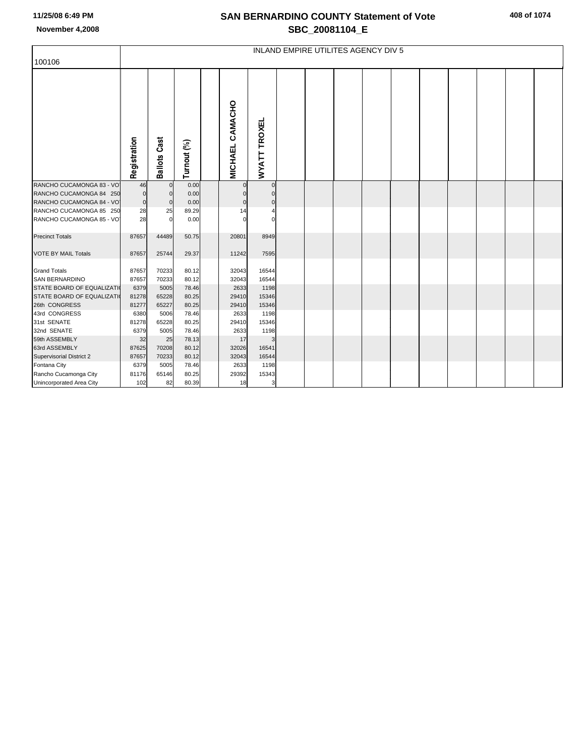# SAN BERNARDINO COUNTY Statement of Vote

## SBC_20081104_E

November 4,2008

| 100106 | INLAND EMPIRE UTILITES AGENCY DIV 5 | | | | | | | | | | | | | | | | |
|---|---|---|---|---|---|---|---|---|---|---|---|---|---|---|---|---|---|
| | Registration | Ballots Cast | Turnout (%) | | MICHAEL CAMACHO | WYATT TROXEL | | | | | | | | | | | |
| RANCHO CUCAMONGA 83 - VO | 46 | 0 | 0.00 | | 0 | 0 | | | | | | | | | | | |
| RANCHO CUCAMONGA 84 250 | 0 | 0 | 0.00 | | 0 | 0 | | | | | | | | | | | |
| RANCHO CUCAMONGA 84 - VO | 0 | 0 | 0.00 | | 0 | 0 | | | | | | | | | | | |
| RANCHO CUCAMONGA 85 250 | 28 | 25 | 89.29 | | 14 | 4 | | | | | | | | | | | |
| RANCHO CUCAMONGA 85 - VO | 28 | 0 | 0.00 | | 0 | 0 | | | | | | | | | | | |
| Precinct Totals | 87657 | 44489 | 50.75 | | 20801 | 8949 | | | | | | | | | | | |
| VOTE BY MAIL Totals | 87657 | 25744 | 29.37 | | 11242 | 7595 | | | | | | | | | | | |
| Grand Totals | 87657 | 70233 | 80.12 | | 32043 | 16544 | | | | | | | | | | | |
| SAN BERNARDINO | 87657 | 70233 | 80.12 | | 32043 | 16544 | | | | | | | | | | | |
| STATE BOARD OF EQUALIZATI | 6379 | 5005 | 78.46 | | 2633 | 1198 | | | | | | | | | | | |
| STATE BOARD OF EQUALIZATI | 81278 | 65228 | 80.25 | | 29410 | 15346 | | | | | | | | | | | |
| 26th CONGRESS | 81277 | 65227 | 80.25 | | 29410 | 15346 | | | | | | | | | | | |
| 43rd CONGRESS | 6380 | 5006 | 78.46 | | 2633 | 1198 | | | | | | | | | | | |
| 31st SENATE | 81278 | 65228 | 80.25 | | 29410 | 15346 | | | | | | | | | | | |
| 32nd SENATE | 6379 | 5005 | 78.46 | | 2633 | 1198 | | | | | | | | | | | |
| 59th ASSEMBLY | 32 | 25 | 78.13 | | 17 | 3 | | | | | | | | | | | |
| 63rd ASSEMBLY | 87625 | 70208 | 80.12 | | 32026 | 16541 | | | | | | | | | | | |
| Supervisorial District 2 | 87657 | 70233 | 80.12 | | 32043 | 16544 | | | | | | | | | | | |
| Fontana City | 6379 | 5005 | 78.46 | | 2633 | 1198 | | | | | | | | | | | |
| Rancho Cucamonga City | 81176 | 65146 | 80.25 | | 29392 | 15343 | | | | | | | | | | | |
| Unincorporated Area City | 102 | 82 | 80.39 | | 18 | 3 | | | | | | | | | | | |